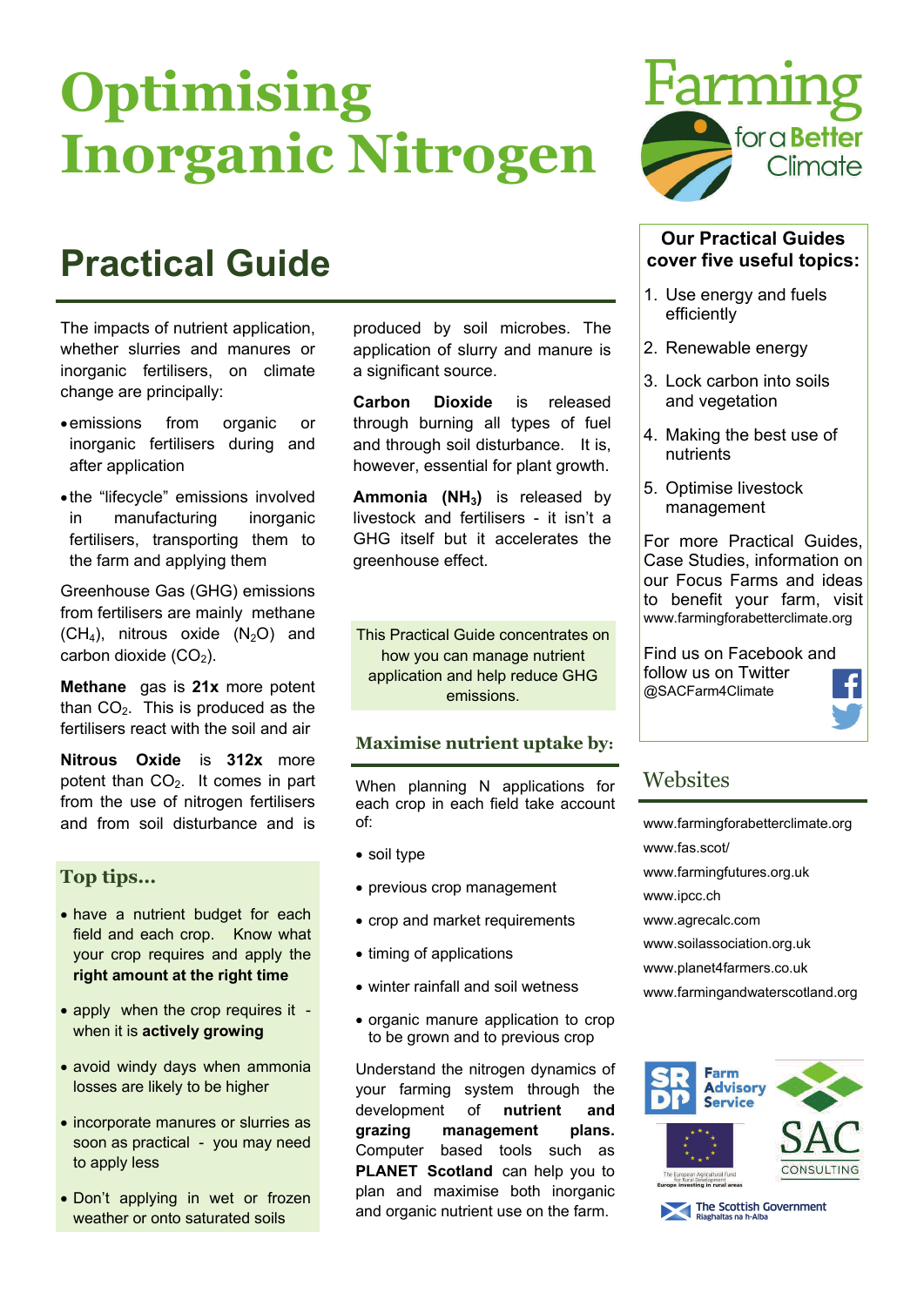# Optimising Inorganic Nitrogen

## Practical Guide

The impacts of nutrient application, whether slurries and manures or inorganic fertilisers, on climate change are principally:

- emissions from organic or inorganic fertilisers during and after application
- the “lifecycle” emissions involved in manufacturing inorganic fertilisers, transporting them to the farm and applying them

Greenhouse Gas (GHG) emissions from fertilisers are mainly methane ($CH_4$), nitrous oxide ($N_2O$) and carbon dioxide ($CO_2$).

**Methane** gas is **21x** more potent than $CO_2$. This is produced as the fertilisers react with the soil and air

**Nitrous Oxide** is **312x** more potent than $CO_2$. It comes in part from the use of nitrogen fertilisers and from soil disturbance and is produced by soil microbes. The application of slurry and manure is a significant source.

**Carbon Dioxide** is released through burning all types of fuel and through soil disturbance. It is, however, essential for plant growth.

**Ammonia ($NH_3$)** is released by livestock and fertilisers - it isn't a GHG itself but it accelerates the greenhouse effect.

### Top tips...

- have a nutrient budget for each field and each crop. Know what your crop requires and apply the **right amount at the right time**
- apply when the crop requires it - when it is **actively growing**
- avoid windy days when ammonia losses are likely to be higher
- incorporate manures or slurries as soon as practical - you may need to apply less
- Don't applying in wet or frozen weather or onto saturated soils

This Practical Guide concentrates on how you can manage nutrient application and help reduce GHG emissions.

### Maximise nutrient uptake by:

When planning N applications for each crop in each field take account of:

- soil type
- previous crop management
- crop and market requirements
- timing of applications
- winter rainfall and soil wetness
- organic manure application to crop to be grown and to previous crop

Understand the nitrogen dynamics of your farming system through the development of **nutrient and grazing management plans.** Computer based tools such as **PLANET Scotland** can help you to plan and maximise both inorganic and organic nutrient use on the farm.

Farming for a Better Climate

**Our Practical Guides cover five useful topics:**

1. Use energy and fuels efficiently
2. Renewable energy
3. Lock carbon into soils and vegetation
4. Making the best use of nutrients
5. Optimise livestock management

For more Practical Guides, Case Studies, information on our Focus Farms and ideas to benefit your farm, visit www.farmingforabetterclimate.org

Find us on Facebook and follow us on Twitter @SACFarm4Climate

### Websites

www.farmingforabetterclimate.org
www.fas.scot/
www.farmingfutures.org.uk
www.ipcc.ch
www.agrecalc.com
www.soilassociation.org.uk
www.planet4farmers.co.uk
www.farmingandwaterscotland.org

SRDP Farm Advisory Service
SAC Consulting
The European Agricultural Fund for Rural Development: Europe investing in rural areas
The Scottish Government Riaghaltas na h-Alba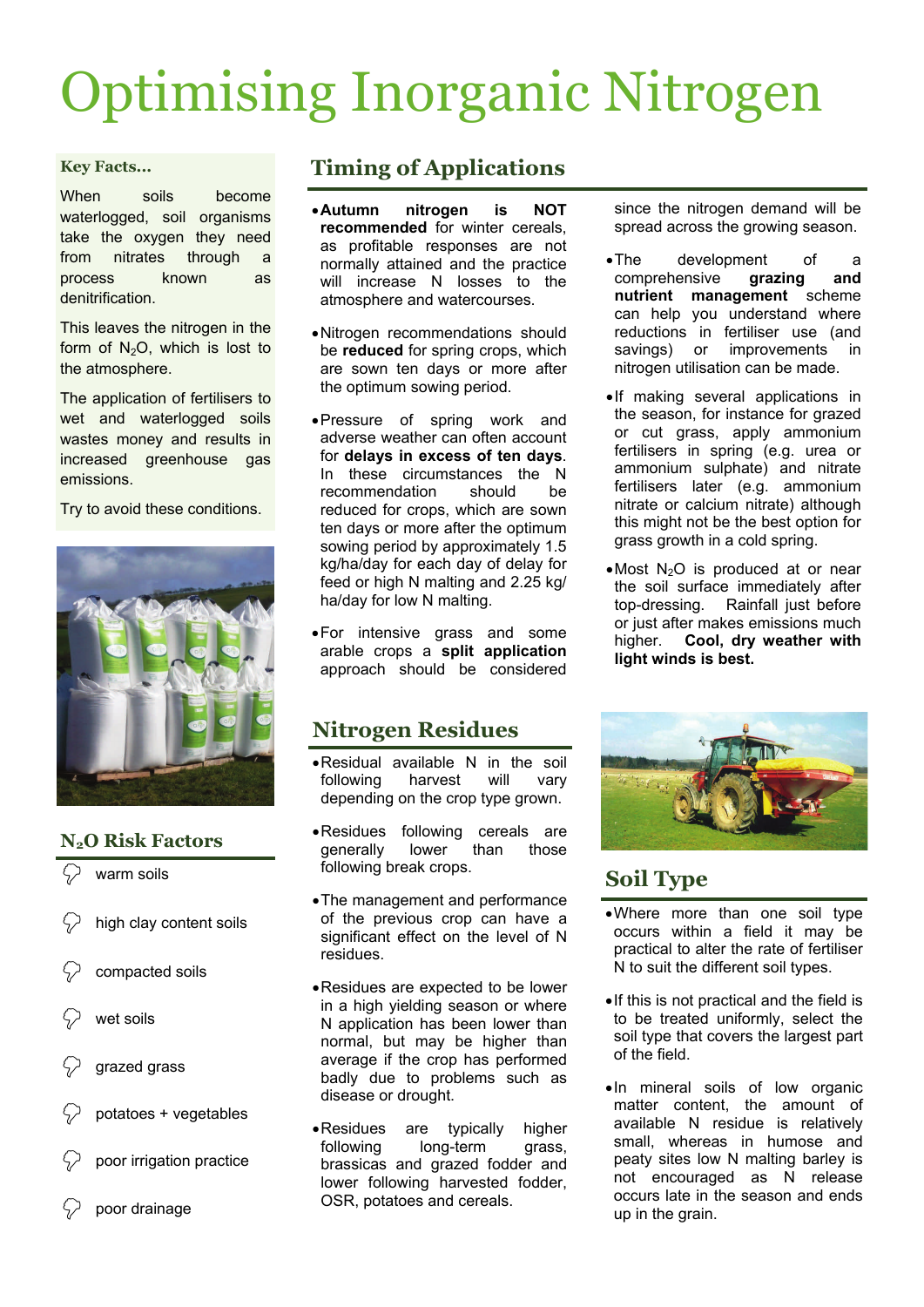# Optimising Inorganic Nitrogen

**Key Facts...**

When soils become waterlogged, soil organisms take the oxygen they need from nitrates through a process known as denitrification.

This leaves the nitrogen in the form of $N_2O$, which is lost to the atmosphere.

The application of fertilisers to wet and waterlogged soils wastes money and results in increased greenhouse gas emissions.

Try to avoid these conditions.

## $N_2O$ Risk Factors

- warm soils
- high clay content soils
- compacted soils
- wet soils
- grazed grass
- potatoes + vegetables
- poor irrigation practice
- poor drainage

## Timing of Applications

- **Autumn nitrogen is NOT recommended** for winter cereals, as profitable responses are not normally attained and the practice will increase N losses to the atmosphere and watercourses.
- Nitrogen recommendations should be **reduced** for spring crops, which are sown ten days or more after the optimum sowing period.
- Pressure of spring work and adverse weather can often account for **delays in excess of ten days**. In these circumstances the N recommendation should be reduced for crops, which are sown ten days or more after the optimum sowing period by approximately 1.5 kg/ha/day for each day of delay for feed or high N malting and 2.25 kg/ha/day for low N malting.
- For intensive grass and some arable crops a **split application** approach should be considered since the nitrogen demand will be spread across the growing season.
- The development of a comprehensive **grazing and nutrient management** scheme can help you understand where reductions in fertiliser use (and savings) or improvements in nitrogen utilisation can be made.
- If making several applications in the season, for instance for grazed or cut grass, apply ammonium fertilisers in spring (e.g. urea or ammonium sulphate) and nitrate fertilisers later (e.g. ammonium nitrate or calcium nitrate) although this might not be the best option for grass growth in a cold spring.
- Most $N_2O$ is produced at or near the soil surface immediately after top-dressing. Rainfall just before or just after makes emissions much higher. **Cool, dry weather with light winds is best.**

## Nitrogen Residues

- Residual available N in the soil following harvest will vary depending on the crop type grown.
- Residues following cereals are generally lower than those following break crops.
- The management and performance of the previous crop can have a significant effect on the level of N residues.
- Residues are expected to be lower in a high yielding season or where N application has been lower than normal, but may be higher than average if the crop has performed badly due to problems such as disease or drought.
- Residues are typically higher following long-term grass, brassicas and grazed fodder and lower following harvested fodder, OSR, potatoes and cereals.

## Soil Type

- Where more than one soil type occurs within a field it may be practical to alter the rate of fertiliser N to suit the different soil types.
- If this is not practical and the field is to be treated uniformly, select the soil type that covers the largest part of the field.
- In mineral soils of low organic matter content, the amount of available N residue is relatively small, whereas in humose and peaty sites low N malting barley is not encouraged as N release occurs late in the season and ends up in the grain.